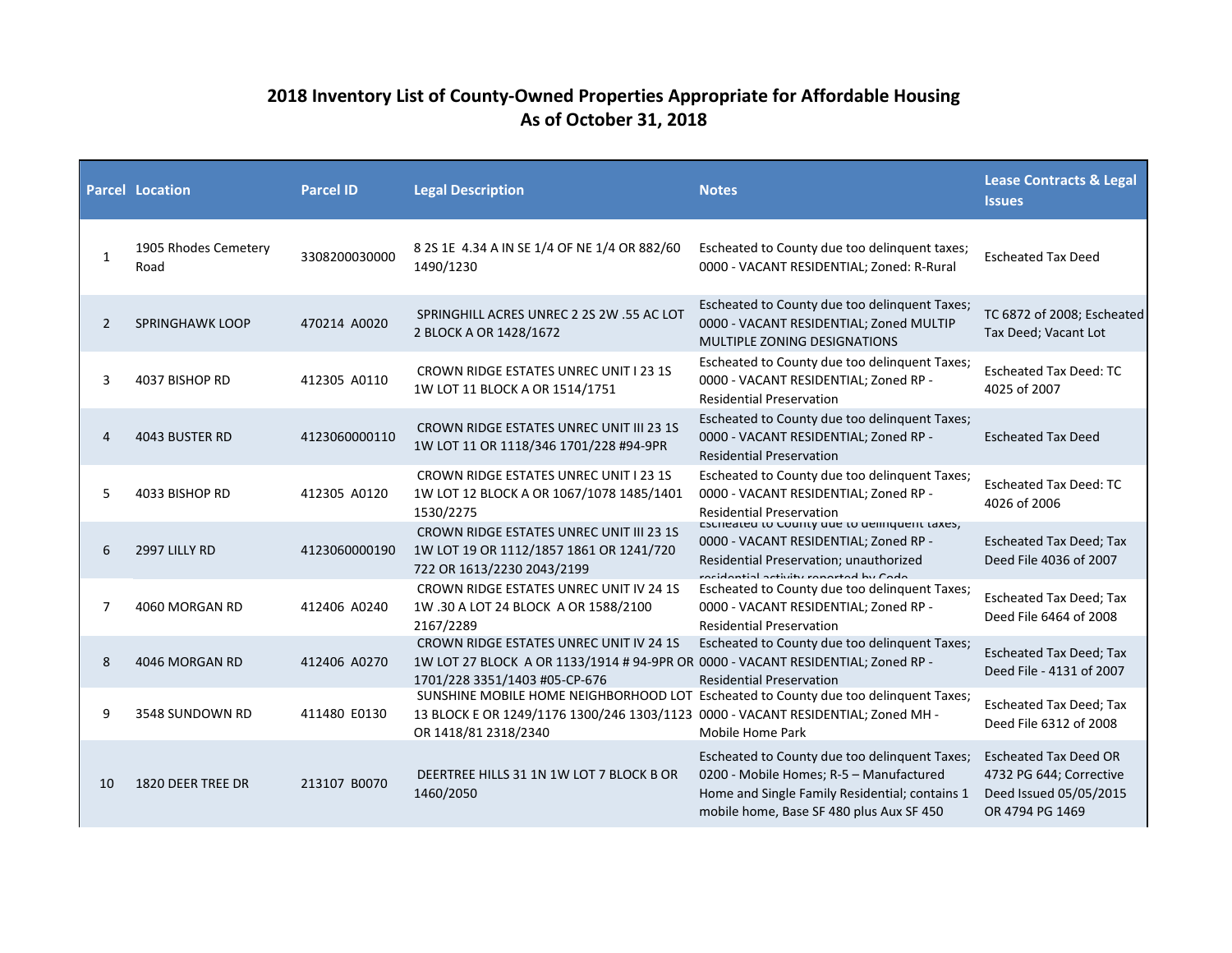# 2018 Inventory List of County-Owned Properties Appropriate for Affordable Housing
## As of October 31, 2018

| Parcel | Location | Parcel ID | Legal Description | Notes | Lease Contracts & Legal Issues |
|---|---|---|---|---|---|
| 1 | 1905 Rhodes Cemetery Road | 3308200030000 | 8 2S 1E 4.34 A IN SE 1/4 OF NE 1/4 OR 882/60 1490/1230 | Escheated to County due too delinquent taxes; 0000 - VACANT RESIDENTIAL; Zoned: R-Rural | Escheated Tax Deed |
| 2 | SPRINGHAWK LOOP | 470214 A0020 | SPRINGHILL ACRES UNREC 2 2S 2W .55 AC LOT 2 BLOCK A OR 1428/1672 | Escheated to County due too delinquent Taxes; 0000 - VACANT RESIDENTIAL; Zoned MULTIP MULTIPLE ZONING DESIGNATIONS | TC 6872 of 2008; Escheated Tax Deed; Vacant Lot |
| 3 | 4037 BISHOP RD | 412305 A0110 | CROWN RIDGE ESTATES UNREC UNIT I 23 1S 1W LOT 11 BLOCK A OR 1514/1751 | Escheated to County due too delinquent Taxes; 0000 - VACANT RESIDENTIAL; Zoned RP - Residential Preservation | Escheated Tax Deed: TC 4025 of 2007 |
| 4 | 4043 BUSTER RD | 4123060000110 | CROWN RIDGE ESTATES UNREC UNIT III 23 1S 1W LOT 11 OR 1118/346 1701/228 #94-9PR | Escheated to County due too delinquent Taxes; 0000 - VACANT RESIDENTIAL; Zoned RP - Residential Preservation | Escheated Tax Deed |
| 5 | 4033 BISHOP RD | 412305 A0120 | CROWN RIDGE ESTATES UNREC UNIT I 23 1S 1W LOT 12 BLOCK A OR 1067/1078 1485/1401 1530/2275 | Escheated to County due too delinquent Taxes; 0000 - VACANT RESIDENTIAL; Zoned RP - Residential Preservation | Escheated Tax Deed: TC 4026 of 2006 |
| 6 | 2997 LILLY RD | 4123060000190 | CROWN RIDGE ESTATES UNREC UNIT III 23 1S 1W LOT 19 OR 1112/1857 1861 OR 1241/720 722 OR 1613/2230 2043/2199 | Escheated to County due to delinquent taxes; 0000 - VACANT RESIDENTIAL; Zoned RP - Residential Preservation; unauthorized residential activity reported by Code | Escheated Tax Deed; Tax Deed File 4036 of 2007 |
| 7 | 4060 MORGAN RD | 412406 A0240 | CROWN RIDGE ESTATES UNREC UNIT IV 24 1S 1W .30 A LOT 24 BLOCK A OR 1588/2100 2167/2289 | Escheated to County due too delinquent Taxes; 0000 - VACANT RESIDENTIAL; Zoned RP - Residential Preservation | Escheated Tax Deed; Tax Deed File 6464 of 2008 |
| 8 | 4046 MORGAN RD | 412406 A0270 | CROWN RIDGE ESTATES UNREC UNIT IV 24 1S 1W LOT 27 BLOCK A OR 1133/1914 # 94-9PR OR 1701/228 3351/1403 #05-CP-676 | Escheated to County due too delinquent Taxes; 0000 - VACANT RESIDENTIAL; Zoned RP - Residential Preservation | Escheated Tax Deed; Tax Deed File - 4131 of 2007 |
| 9 | 3548 SUNDOWN RD | 411480 E0130 | SUNSHINE MOBILE HOME NEIGHBORHOOD LOT 13 BLOCK E OR 1249/1176 1300/246 1303/1123 OR 1418/81 2318/2340 | Escheated to County due too delinquent Taxes; 0000 - VACANT RESIDENTIAL; Zoned MH - Mobile Home Park | Escheated Tax Deed; Tax Deed File 6312 of 2008 |
| 10 | 1820 DEER TREE DR | 213107 B0070 | DEERTREE HILLS 31 1N 1W LOT 7 BLOCK B OR 1460/2050 | Escheated to County due too delinquent Taxes; 0200 - Mobile Homes; R-5 – Manufactured Home and Single Family Residential; contains 1 mobile home, Base SF 480 plus Aux SF 450 | Escheated Tax Deed OR 4732 PG 644; Corrective Deed Issued 05/05/2015 OR 4794 PG 1469 |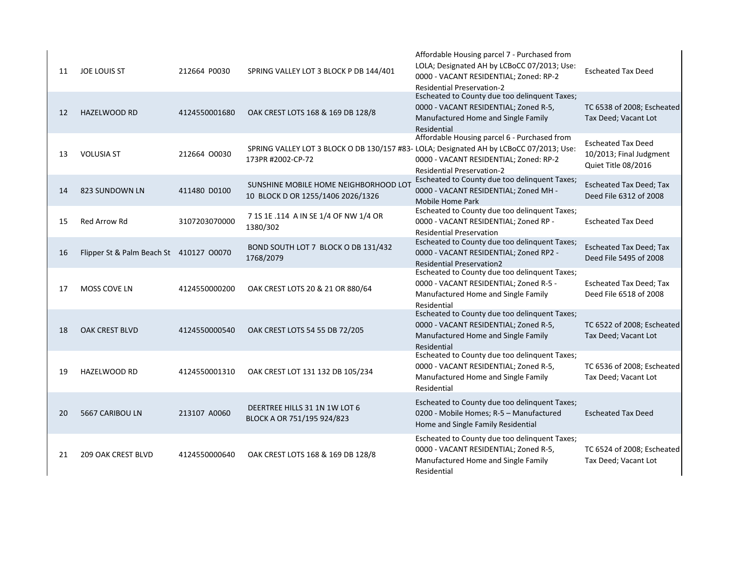| | | | | | |
|---|---|---|---|---|---|
| 11 | JOE LOUIS ST | 212664 P0030 | SPRING VALLEY LOT 3 BLOCK P DB 144/401 | Affordable Housing parcel 7 - Purchased from LOLA; Designated AH by LCBoCC 07/2013; Use: 0000 - VACANT RESIDENTIAL; Zoned: RP-2 Residential Preservation-2 | Escheated Tax Deed |
| 12 | HAZELWOOD RD | 4124550001680 | OAK CREST LOTS 168 & 169 DB 128/8 | Escheated to County due too delinquent Taxes; 0000 - VACANT RESIDENTIAL; Zoned R-5, Manufactured Home and Single Family Residential | TC 6538 of 2008; Escheated Tax Deed; Vacant Lot |
| 13 | VOLUSIA ST | 212664 O0030 | SPRING VALLEY LOT 3 BLOCK O DB 130/157 #83-173PR #2002-CP-72 | Affordable Housing parcel 6 - Purchased from LOLA; Designated AH by LCBoCC 07/2013; Use: 0000 - VACANT RESIDENTIAL; Zoned: RP-2 Residential Preservation-2 | Escheated Tax Deed 10/2013; Final Judgment Quiet Title 08/2016 |
| 14 | 823 SUNDOWN LN | 411480 D0100 | SUNSHINE MOBILE HOME NEIGHBORHOOD LOT 10 BLOCK D OR 1255/1406 2026/1326 | Escheated to County due too delinquent Taxes; 0000 - VACANT RESIDENTIAL; Zoned MH - Mobile Home Park | Escheated Tax Deed; Tax Deed File 6312 of 2008 |
| 15 | Red Arrow Rd | 3107203070000 | 7 1S 1E .114 A IN SE 1/4 OF NW 1/4 OR 1380/302 | Escheated to County due too delinquent Taxes; 0000 - VACANT RESIDENTIAL; Zoned RP - Residential Preservation | Escheated Tax Deed |
| 16 | Flipper St & Palm Beach St | 410127 O0070 | BOND SOUTH LOT 7 BLOCK O DB 131/432 1768/2079 | Escheated to County due too delinquent Taxes; 0000 - VACANT RESIDENTIAL; Zoned RP2 - Residential Preservation2 | Escheated Tax Deed; Tax Deed File 5495 of 2008 |
| 17 | MOSS COVE LN | 4124550000200 | OAK CREST LOTS 20 & 21 OR 880/64 | Escheated to County due too delinquent Taxes; 0000 - VACANT RESIDENTIAL; Zoned R-5 - Manufactured Home and Single Family Residential | Escheated Tax Deed; Tax Deed File 6518 of 2008 |
| 18 | OAK CREST BLVD | 4124550000540 | OAK CREST LOTS 54 55 DB 72/205 | Escheated to County due too delinquent Taxes; 0000 - VACANT RESIDENTIAL; Zoned R-5, Manufactured Home and Single Family Residential | TC 6522 of 2008; Escheated Tax Deed; Vacant Lot |
| 19 | HAZELWOOD RD | 4124550001310 | OAK CREST LOT 131 132 DB 105/234 | Escheated to County due too delinquent Taxes; 0000 - VACANT RESIDENTIAL; Zoned R-5, Manufactured Home and Single Family Residential | TC 6536 of 2008; Escheated Tax Deed; Vacant Lot |
| 20 | 5667 CARIBOU LN | 213107 A0060 | DEERTREE HILLS 31 1N 1W LOT 6 BLOCK A OR 751/195 924/823 | Escheated to County due too delinquent Taxes; 0200 - Mobile Homes; R-5 – Manufactured Home and Single Family Residential | Escheated Tax Deed |
| 21 | 209 OAK CREST BLVD | 4124550000640 | OAK CREST LOTS 168 & 169 DB 128/8 | Escheated to County due too delinquent Taxes; 0000 - VACANT RESIDENTIAL; Zoned R-5, Manufactured Home and Single Family Residential | TC 6524 of 2008; Escheated Tax Deed; Vacant Lot |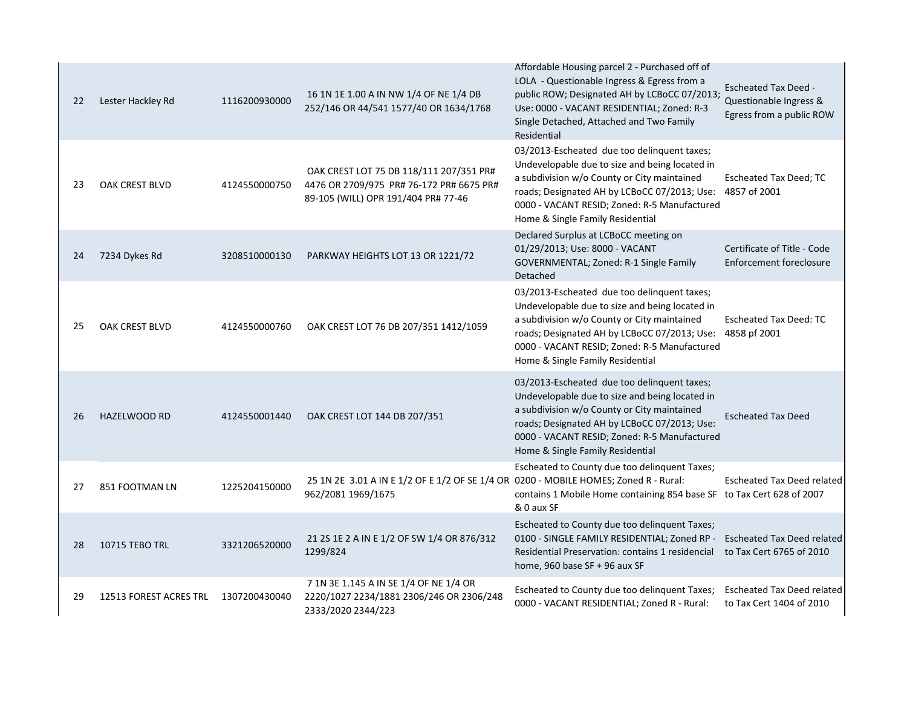| | | | | | |
|---|---|---|---|---|---|
| 22 | Lester Hackley Rd | 1116200930000 | 16 1N 1E 1.00 A IN NW 1/4 OF NE 1/4 DB 252/146 OR 44/541 1577/40 OR 1634/1768 | Affordable Housing parcel 2 - Purchased off of LOLA - Questionable Ingress & Egress from a public ROW; Designated AH by LCBoCC 07/2013; Use: 0000 - VACANT RESIDENTIAL; Zoned: R-3 Single Detached, Attached and Two Family Residential | Escheated Tax Deed - Questionable Ingress & Egress from a public ROW |
| 23 | OAK CREST BLVD | 4124550000750 | OAK CREST LOT 75 DB 118/111 207/351 PR# 4476 OR 2709/975 PR# 76-172 PR# 6675 PR# 89-105 (WILL) OPR 191/404 PR# 77-46 | 03/2013-Escheated due too delinquent taxes; Undevelopable due to size and being located in a subdivision w/o County or City maintained roads; Designated AH by LCBoCC 07/2013; Use: 0000 - VACANT RESID; Zoned: R-5 Manufactured Home & Single Family Residential | Escheated Tax Deed; TC 4857 of 2001 |
| 24 | 7234 Dykes Rd | 3208510000130 | PARKWAY HEIGHTS LOT 13 OR 1221/72 | Declared Surplus at LCBoCC meeting on 01/29/2013; Use: 8000 - VACANT GOVERNMENTAL; Zoned: R-1 Single Family Detached | Certificate of Title - Code Enforcement foreclosure |
| 25 | OAK CREST BLVD | 4124550000760 | OAK CREST LOT 76 DB 207/351 1412/1059 | 03/2013-Escheated due too delinquent taxes; Undevelopable due to size and being located in a subdivision w/o County or City maintained roads; Designated AH by LCBoCC 07/2013; Use: 0000 - VACANT RESID; Zoned: R-5 Manufactured Home & Single Family Residential | Escheated Tax Deed: TC 4858 pf 2001 |
| 26 | HAZELWOOD RD | 4124550001440 | OAK CREST LOT 144 DB 207/351 | 03/2013-Escheated due too delinquent taxes; Undevelopable due to size and being located in a subdivision w/o County or City maintained roads; Designated AH by LCBoCC 07/2013; Use: 0000 - VACANT RESID; Zoned: R-5 Manufactured Home & Single Family Residential | Escheated Tax Deed |
| 27 | 851 FOOTMAN LN | 1225204150000 | 25 1N 2E 3.01 A IN E 1/2 OF E 1/2 OF SE 1/4 OR 962/2081 1969/1675 | Escheated to County due too delinquent Taxes; 0200 - MOBILE HOMES; Zoned R - Rural: contains 1 Mobile Home containing 854 base SF & 0 aux SF | Escheated Tax Deed related to Tax Cert 628 of 2007 |
| 28 | 10715 TEBO TRL | 3321206520000 | 21 2S 1E 2 A IN E 1/2 OF SW 1/4 OR 876/312 1299/824 | Escheated to County due too delinquent Taxes; 0100 - SINGLE FAMILY RESIDENTIAL; Zoned RP - Residential Preservation: contains 1 residencial home, 960 base SF + 96 aux SF | Escheated Tax Deed related to Tax Cert 6765 of 2010 |
| 29 | 12513 FOREST ACRES TRL | 1307200430040 | 7 1N 3E 1.145 A IN SE 1/4 OF NE 1/4 OR 2220/1027 2234/1881 2306/246 OR 2306/248 2333/2020 2344/223 | Escheated to County due too delinquent Taxes; 0000 - VACANT RESIDENTIAL; Zoned R - Rural: | Escheated Tax Deed related to Tax Cert 1404 of 2010 |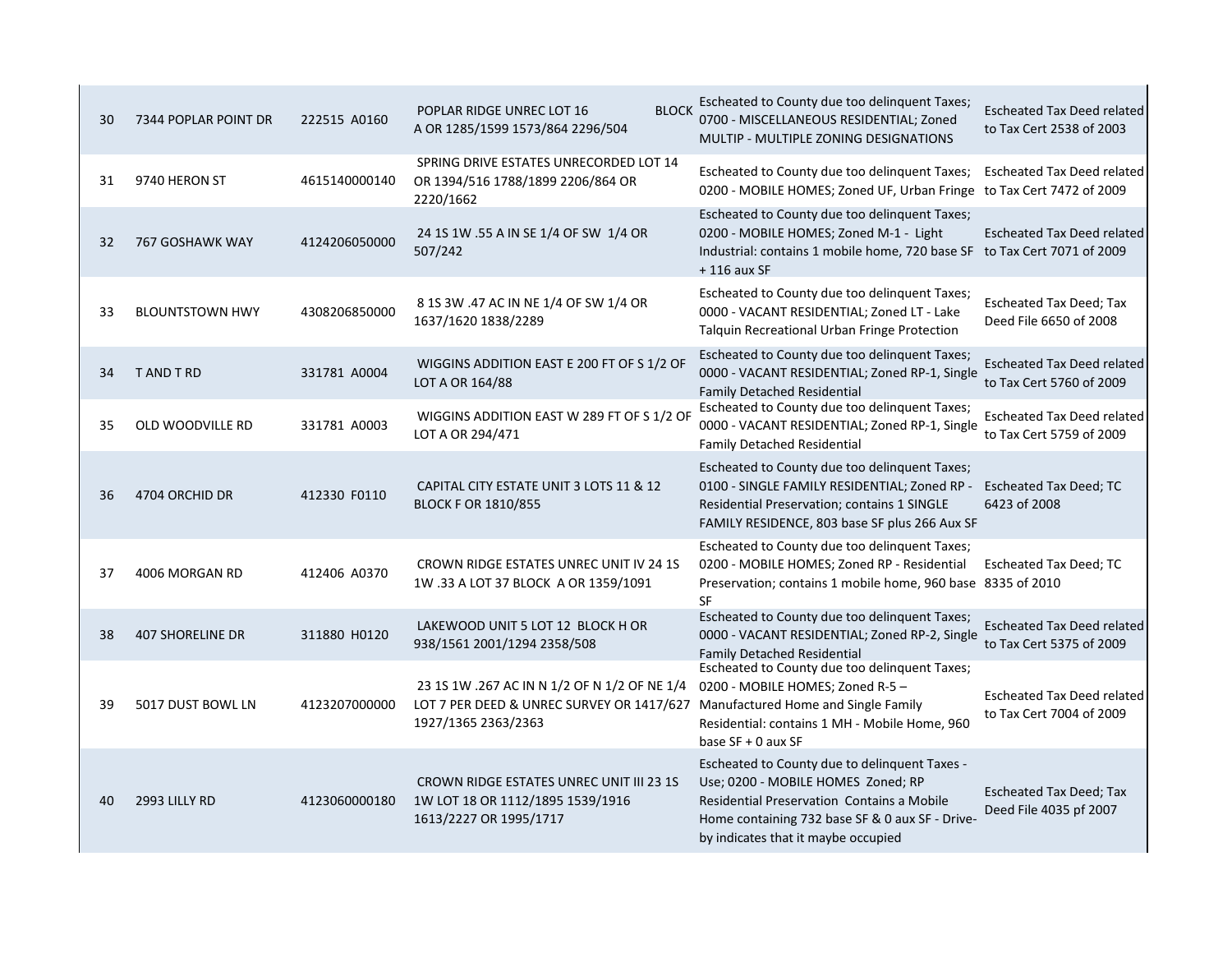| | | | | | |
|---|---|---|---|---|---|
| 30 | 7344 POPLAR POINT DR | 222515 A0160 | POPLAR RIDGE UNREC LOT 16 BLOCK A OR 1285/1599 1573/864 2296/504 | Escheated to County due too delinquent Taxes; 0700 - MISCELLANEOUS RESIDENTIAL; Zoned MULTIP - MULTIPLE ZONING DESIGNATIONS | Escheated Tax Deed related to Tax Cert 2538 of 2003 |
| 31 | 9740 HERON ST | 4615140000140 | SPRING DRIVE ESTATES UNRECORDED LOT 14 OR 1394/516 1788/1899 2206/864 OR 2220/1662 | Escheated to County due too delinquent Taxes; 0200 - MOBILE HOMES; Zoned UF, Urban Fringe | Escheated Tax Deed related to Tax Cert 7472 of 2009 |
| 32 | 767 GOSHAWK WAY | 4124206050000 | 24 1S 1W .55 A IN SE 1/4 OF SW 1/4 OR 507/242 | Escheated to County due too delinquent Taxes; 0200 - MOBILE HOMES; Zoned M-1 - Light Industrial: contains 1 mobile home, 720 base SF + 116 aux SF | Escheated Tax Deed related to Tax Cert 7071 of 2009 |
| 33 | BLOUNTSTOWN HWY | 4308206850000 | 8 1S 3W .47 AC IN NE 1/4 OF SW 1/4 OR 1637/1620 1838/2289 | Escheated to County due too delinquent Taxes; 0000 - VACANT RESIDENTIAL; Zoned LT - Lake Talquin Recreational Urban Fringe Protection | Escheated Tax Deed; Tax Deed File 6650 of 2008 |
| 34 | T AND T RD | 331781 A0004 | WIGGINS ADDITION EAST E 200 FT OF S 1/2 OF LOT A OR 164/88 | Escheated to County due too delinquent Taxes; 0000 - VACANT RESIDENTIAL; Zoned RP-1, Single Family Detached Residential | Escheated Tax Deed related to Tax Cert 5760 of 2009 |
| 35 | OLD WOODVILLE RD | 331781 A0003 | WIGGINS ADDITION EAST W 289 FT OF S 1/2 OF LOT A OR 294/471 | Escheated to County due too delinquent Taxes; 0000 - VACANT RESIDENTIAL; Zoned RP-1, Single Family Detached Residential | Escheated Tax Deed related to Tax Cert 5759 of 2009 |
| 36 | 4704 ORCHID DR | 412330 F0110 | CAPITAL CITY ESTATE UNIT 3 LOTS 11 & 12 BLOCK F OR 1810/855 | Escheated to County due too delinquent Taxes; 0100 - SINGLE FAMILY RESIDENTIAL; Zoned RP - Residential Preservation; contains 1 SINGLE FAMILY RESIDENCE, 803 base SF plus 266 Aux SF | Escheated Tax Deed; TC 6423 of 2008 |
| 37 | 4006 MORGAN RD | 412406 A0370 | CROWN RIDGE ESTATES UNREC UNIT IV 24 1S 1W .33 A LOT 37 BLOCK A OR 1359/1091 | Escheated to County due too delinquent Taxes; 0200 - MOBILE HOMES; Zoned RP - Residential Preservation; contains 1 mobile home, 960 base SF | Escheated Tax Deed; TC 8335 of 2010 |
| 38 | 407 SHORELINE DR | 311880 H0120 | LAKEWOOD UNIT 5 LOT 12 BLOCK H OR 938/1561 2001/1294 2358/508 | Escheated to County due too delinquent Taxes; 0000 - VACANT RESIDENTIAL; Zoned RP-2, Single Family Detached Residential | Escheated Tax Deed related to Tax Cert 5375 of 2009 |
| 39 | 5017 DUST BOWL LN | 4123207000000 | 23 1S 1W .267 AC IN N 1/2 OF N 1/2 OF NE 1/4 LOT 7 PER DEED & UNREC SURVEY OR 1417/627 1927/1365 2363/2363 | Escheated to County due too delinquent Taxes; 0200 - MOBILE HOMES; Zoned R-5 – Manufactured Home and Single Family Residential: contains 1 MH - Mobile Home, 960 base SF + 0 aux SF | Escheated Tax Deed related to Tax Cert 7004 of 2009 |
| 40 | 2993 LILLY RD | 4123060000180 | CROWN RIDGE ESTATES UNREC UNIT III 23 1S 1W LOT 18 OR 1112/1895 1539/1916 1613/2227 OR 1995/1717 | Escheated to County due to delinquent Taxes - Use; 0200 - MOBILE HOMES Zoned; RP Residential Preservation Contains a Mobile Home containing 732 base SF & 0 aux SF - Drive-by indicates that it maybe occupied | Escheated Tax Deed; Tax Deed File 4035 pf 2007 |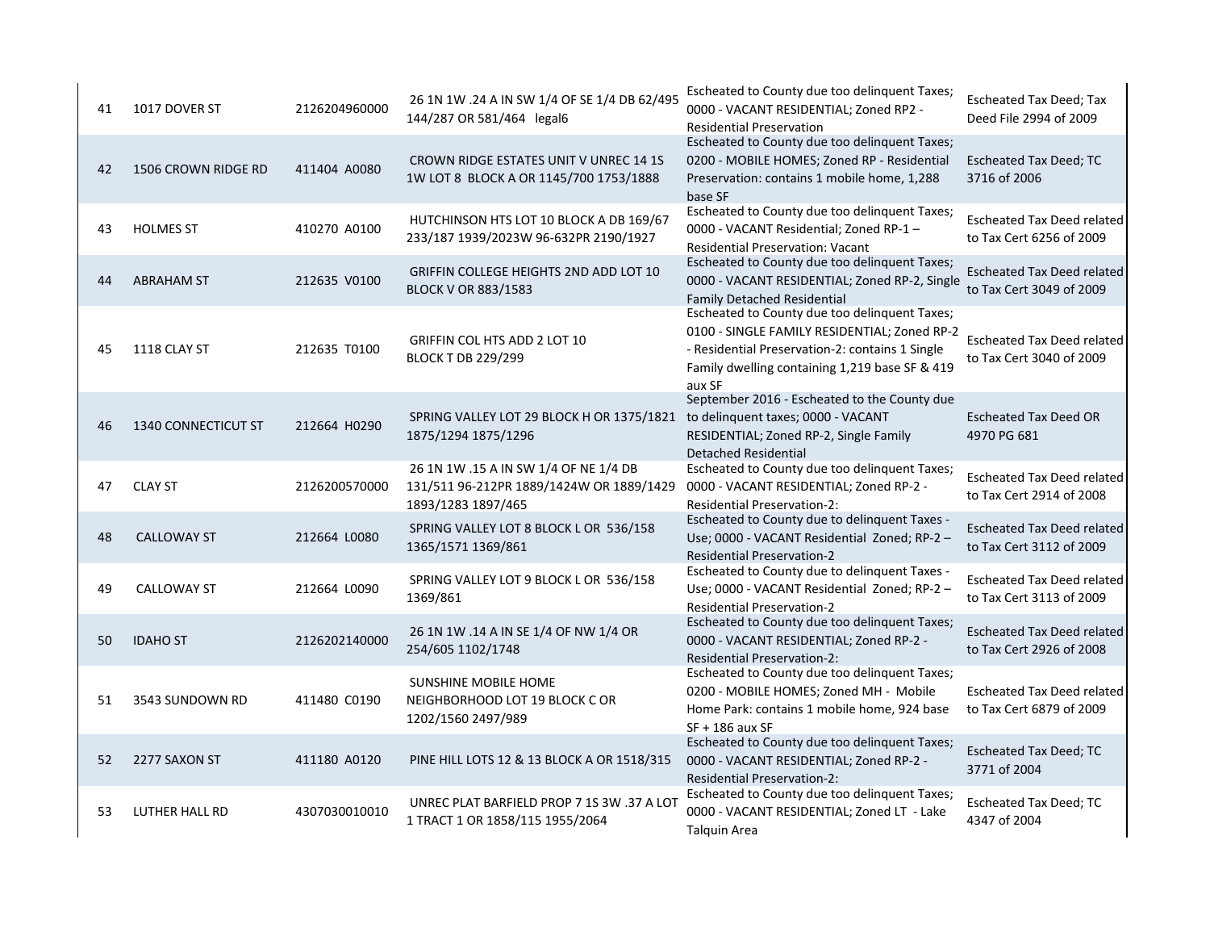| 41 | 1017 DOVER ST | 2126204960000 | 26 1N 1W .24 A IN SW 1/4 OF SE 1/4 DB 62/495 144/287 OR 581/464 legal6 | Escheated to County due too delinquent Taxes; 0000 - VACANT RESIDENTIAL; Zoned RP2 - Residential Preservation | Escheated Tax Deed; Tax Deed File 2994 of 2009 |
|---|---|---|---|---|---|
| 42 | 1506 CROWN RIDGE RD | 411404 A0080 | CROWN RIDGE ESTATES UNIT V UNREC 14 1S 1W LOT 8 BLOCK A OR 1145/700 1753/1888 | Escheated to County due too delinquent Taxes; 0200 - MOBILE HOMES; Zoned RP - Residential Preservation: contains 1 mobile home, 1,288 base SF | Escheated Tax Deed; TC 3716 of 2006 |
| 43 | HOLMES ST | 410270 A0100 | HUTCHINSON HTS LOT 10 BLOCK A DB 169/67 233/187 1939/2023W 96-632PR 2190/1927 | Escheated to County due too delinquent Taxes; 0000 - VACANT Residential; Zoned RP-1 – Residential Preservation: Vacant | Escheated Tax Deed related to Tax Cert 6256 of 2009 |
| 44 | ABRAHAM ST | 212635 V0100 | GRIFFIN COLLEGE HEIGHTS 2ND ADD LOT 10 BLOCK V OR 883/1583 | Escheated to County due too delinquent Taxes; 0000 - VACANT RESIDENTIAL; Zoned RP-2, Single Family Detached Residential | Escheated Tax Deed related to Tax Cert 3049 of 2009 |
| 45 | 1118 CLAY ST | 212635 T0100 | GRIFFIN COL HTS ADD 2 LOT 10 BLOCK T DB 229/299 | Escheated to County due too delinquent Taxes; 0100 - SINGLE FAMILY RESIDENTIAL; Zoned RP-2 - Residential Preservation-2: contains 1 Single Family dwelling containing 1,219 base SF & 419 aux SF | Escheated Tax Deed related to Tax Cert 3040 of 2009 |
| 46 | 1340 CONNECTICUT ST | 212664 H0290 | SPRING VALLEY LOT 29 BLOCK H OR 1375/1821 1875/1294 1875/1296 | September 2016 - Escheated to the County due to delinquent taxes; 0000 - VACANT RESIDENTIAL; Zoned RP-2, Single Family Detached Residential | Escheated Tax Deed OR 4970 PG 681 |
| 47 | CLAY ST | 2126200570000 | 26 1N 1W .15 A IN SW 1/4 OF NE 1/4 DB 131/511 96-212PR 1889/1424W OR 1889/1429 1893/1283 1897/465 | Escheated to County due too delinquent Taxes; 0000 - VACANT RESIDENTIAL; Zoned RP-2 - Residential Preservation-2: | Escheated Tax Deed related to Tax Cert 2914 of 2008 |
| 48 | CALLOWAY ST | 212664 L0080 | SPRING VALLEY LOT 8 BLOCK L OR 536/158 1365/1571 1369/861 | Escheated to County due to delinquent Taxes - Use; 0000 - VACANT Residential Zoned; RP-2 – Residential Preservation-2 | Escheated Tax Deed related to Tax Cert 3112 of 2009 |
| 49 | CALLOWAY ST | 212664 L0090 | SPRING VALLEY LOT 9 BLOCK L OR 536/158 1369/861 | Escheated to County due to delinquent Taxes - Use; 0000 - VACANT Residential Zoned; RP-2 – Residential Preservation-2 | Escheated Tax Deed related to Tax Cert 3113 of 2009 |
| 50 | IDAHO ST | 2126202140000 | 26 1N 1W .14 A IN SE 1/4 OF NW 1/4 OR 254/605 1102/1748 | Escheated to County due too delinquent Taxes; 0000 - VACANT RESIDENTIAL; Zoned RP-2 - Residential Preservation-2: | Escheated Tax Deed related to Tax Cert 2926 of 2008 |
| 51 | 3543 SUNDOWN RD | 411480 C0190 | SUNSHINE MOBILE HOME NEIGHBORHOOD LOT 19 BLOCK C OR 1202/1560 2497/989 | Escheated to County due too delinquent Taxes; 0200 - MOBILE HOMES; Zoned MH - Mobile Home Park: contains 1 mobile home, 924 base SF + 186 aux SF | Escheated Tax Deed related to Tax Cert 6879 of 2009 |
| 52 | 2277 SAXON ST | 411180 A0120 | PINE HILL LOTS 12 & 13 BLOCK A OR 1518/315 | Escheated to County due too delinquent Taxes; 0000 - VACANT RESIDENTIAL; Zoned RP-2 - Residential Preservation-2: | Escheated Tax Deed; TC 3771 of 2004 |
| 53 | LUTHER HALL RD | 4307030010010 | UNREC PLAT BARFIELD PROP 7 1S 3W .37 A LOT 1 TRACT 1 OR 1858/115 1955/2064 | Escheated to County due too delinquent Taxes; 0000 - VACANT RESIDENTIAL; Zoned LT - Lake Talquin Area | Escheated Tax Deed; TC 4347 of 2004 |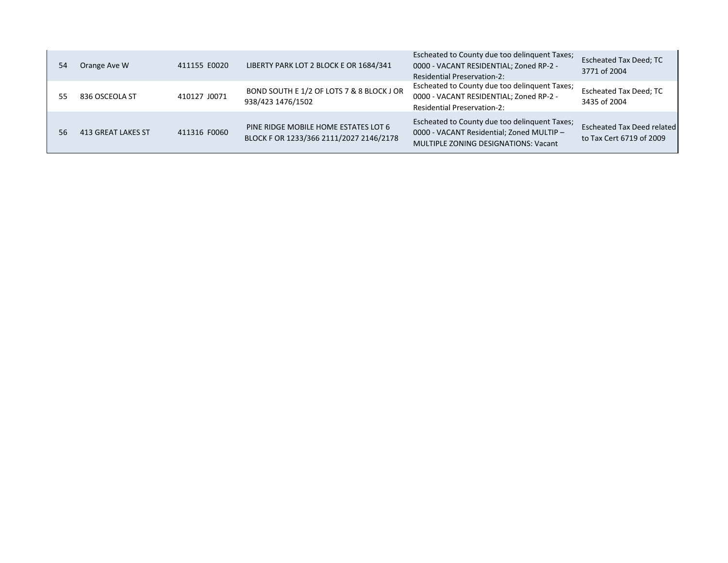| | | | | | |
|---|---|---|---|---|---|
| 54 | Orange Ave W | 411155 E0020 | LIBERTY PARK LOT 2 BLOCK E OR 1684/341 | Escheated to County due too delinquent Taxes; 0000 - VACANT RESIDENTIAL; Zoned RP-2 - Residential Preservation-2: | Escheated Tax Deed; TC 3771 of 2004 |
| 55 | 836 OSCEOLA ST | 410127 J0071 | BOND SOUTH E 1/2 OF LOTS 7 & 8 BLOCK J OR 938/423 1476/1502 | Escheated to County due too delinquent Taxes; 0000 - VACANT RESIDENTIAL; Zoned RP-2 - Residential Preservation-2: | Escheated Tax Deed; TC 3435 of 2004 |
| 56 | 413 GREAT LAKES ST | 411316 F0060 | PINE RIDGE MOBILE HOME ESTATES LOT 6 BLOCK F OR 1233/366 2111/2027 2146/2178 | Escheated to County due too delinquent Taxes; 0000 - VACANT Residential; Zoned MULTIP – MULTIPLE ZONING DESIGNATIONS: Vacant | Escheated Tax Deed related to Tax Cert 6719 of 2009 |